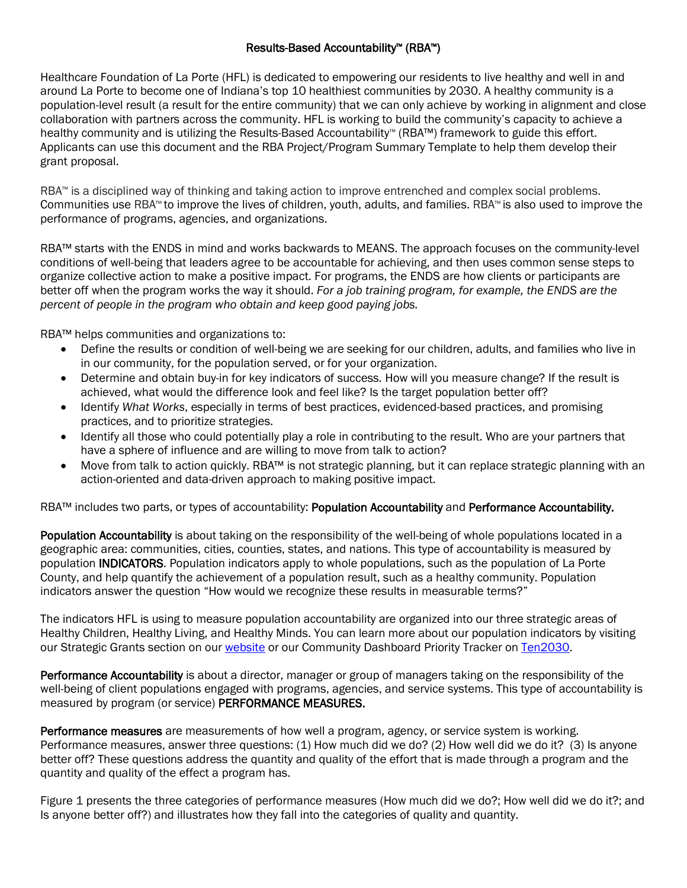# Results-Based Accountability™ (RBA™)

Healthcare Foundation of La Porte (HFL) is dedicated to empowering our residents to live healthy and well in and around La Porte to become one of Indiana's top 10 healthiest communities by 2030. A healthy community is a population-level result (a result for the entire community) that we can only achieve by working in alignment and close collaboration with partners across the community. HFL is working to build the community's capacity to achieve a healthy community and is utilizing the Results-Based Accountability™ (RBA™) framework to guide this effort. Applicants can use this document and the RBA Project/Program Summary Template to help them develop their grant proposal.

RBA™ is a disciplined way of thinking and taking action to improve entrenched and complex social problems. Communities use RBA™ to improve the lives of children, youth, adults, and families. RBA™ is also used to improve the performance of programs, agencies, and organizations.

RBA™ starts with the ENDS in mind and works backwards to MEANS. The approach focuses on the community-level conditions of well-being that leaders agree to be accountable for achieving, and then uses common sense steps to organize collective action to make a positive impact. For programs, the ENDS are how clients or participants are better off when the program works the way it should. *For a job training program, for example, the ENDS are the percent of people in the program who obtain and keep good paying jobs.*

RBA™ helps communities and organizations to:

- Define the results or condition of well-being we are seeking for our children, adults, and families who live in in our community, for the population served, or for your organization.
- Determine and obtain buy-in for key indicators of success. How will you measure change? If the result is achieved, what would the difference look and feel like? Is the target population better off?
- Identify *What Works*, especially in terms of best practices, evidenced-based practices, and promising practices, and to prioritize strategies.
- Identify all those who could potentially play a role in contributing to the result. Who are your partners that have a sphere of influence and are willing to move from talk to action?
- Move from talk to action quickly. RBA™ is not strategic planning, but it can replace strategic planning with an action-oriented and data-driven approach to making positive impact.

RBA™ includes two parts, or types of accountability: **Population Accountability** and **Performance Accountability.**

**Population Accountability** is about taking on the responsibility of the well-being of whole populations located in a geographic area: communities, cities, counties, states, and nations. This type of accountability is measured by population **INDICATORS**. Population indicators apply to whole populations, such as the population of La Porte County, and help quantify the achievement of a population result, such as a healthy community. Population indicators answer the question "How would we recognize these results in measurable terms?"

The indicators HFL is using to measure population accountability are organized into our three strategic areas of Healthy Children, Healthy Living, and Healthy Minds. You can learn more about our population indicators by visiting our Strategic Grants section on our [website]() or our Community Dashboard Priority Tracker on [Ten2030]().

**Performance Accountability** is about a director, manager or group of managers taking on the responsibility of the well-being of client populations engaged with programs, agencies, and service systems. This type of accountability is measured by program (or service) **PERFORMANCE MEASURES.**

**Performance measures** are measurements of how well a program, agency, or service system is working. Performance measures, answer three questions: (1) How much did we do? (2) How well did we do it? (3) Is anyone better off? These questions address the quantity and quality of the effort that is made through a program and the quantity and quality of the effect a program has.

Figure 1 presents the three categories of performance measures (How much did we do?; How well did we do it?; and Is anyone better off?) and illustrates how they fall into the categories of quality and quantity.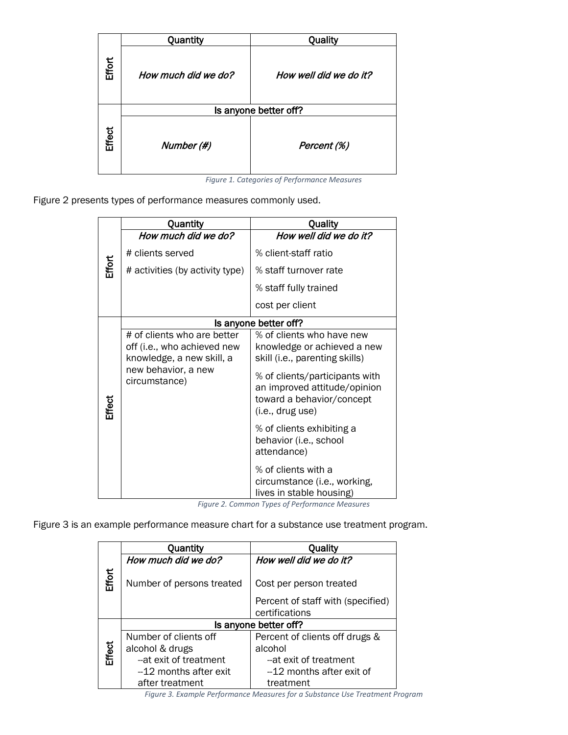| | Quantity | Quality |
|---|---|---|
| Effort | *How much did we do?* | *How well did we do it?* |
| | **Is anyone better off?** | |
| Effect | *Number (#)* | *Percent (%)* |

*Figure 1. Categories of Performance Measures*

Figure 2 presents types of performance measures commonly used.

| | Quantity | Quality |
|---|---|---|
| Effort | *How much did we do?*<br># clients served<br># activities (by activity type) | *How well did we do it?*<br>% client-staff ratio<br>% staff turnover rate<br>% staff fully trained<br>cost per client |
| | **Is anyone better off?** | |
| Effect | # of clients who are better off (i.e., who achieved new knowledge, a new skill, a new behavior, a new circumstance) | % of clients who have new knowledge or achieved a new skill (i.e., parenting skills)<br>% of clients/participants with an improved attitude/opinion toward a behavior/concept (i.e., drug use)<br>% of clients exhibiting a behavior (i.e., school attendance)<br>% of clients with a circumstance (i.e., working, lives in stable housing) |

*Figure 2. Common Types of Performance Measures*

Figure 3 is an example performance measure chart for a substance use treatment program.

| | Quantity | Quality |
|---|---|---|
| Effort | *How much did we do?*<br>Number of persons treated | *How well did we do it?*<br>Cost per person treated<br>Percent of staff with (specified) certifications |
| | **Is anyone better off?** | |
| Effect | Number of clients off alcohol & drugs<br>--at exit of treatment<br>--12 months after exit after treatment | Percent of clients off drugs & alcohol<br>--at exit of treatment<br>--12 months after exit of treatment |

*Figure 3. Example Performance Measures for a Substance Use Treatment Program*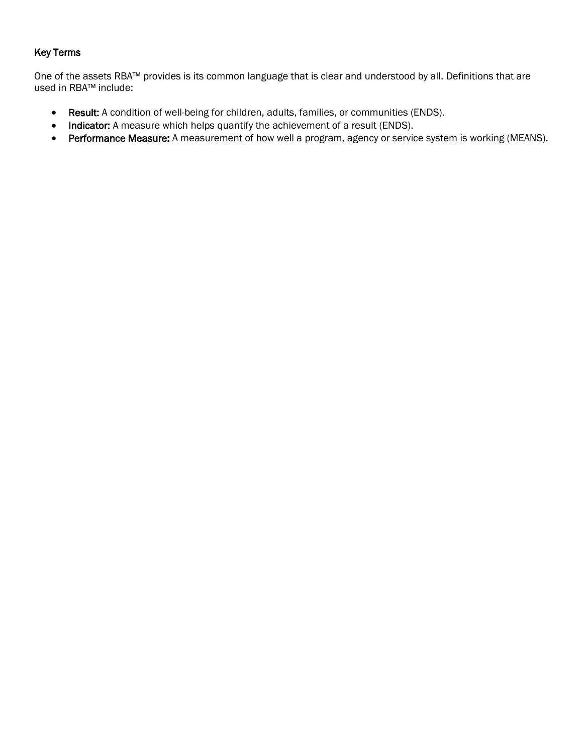## Key Terms

One of the assets RBA™ provides is its common language that is clear and understood by all. Definitions that are used in RBA™ include:

- **Result:** A condition of well-being for children, adults, families, or communities (ENDS).
- **Indicator:** A measure which helps quantify the achievement of a result (ENDS).
- **Performance Measure:** A measurement of how well a program, agency or service system is working (MEANS).